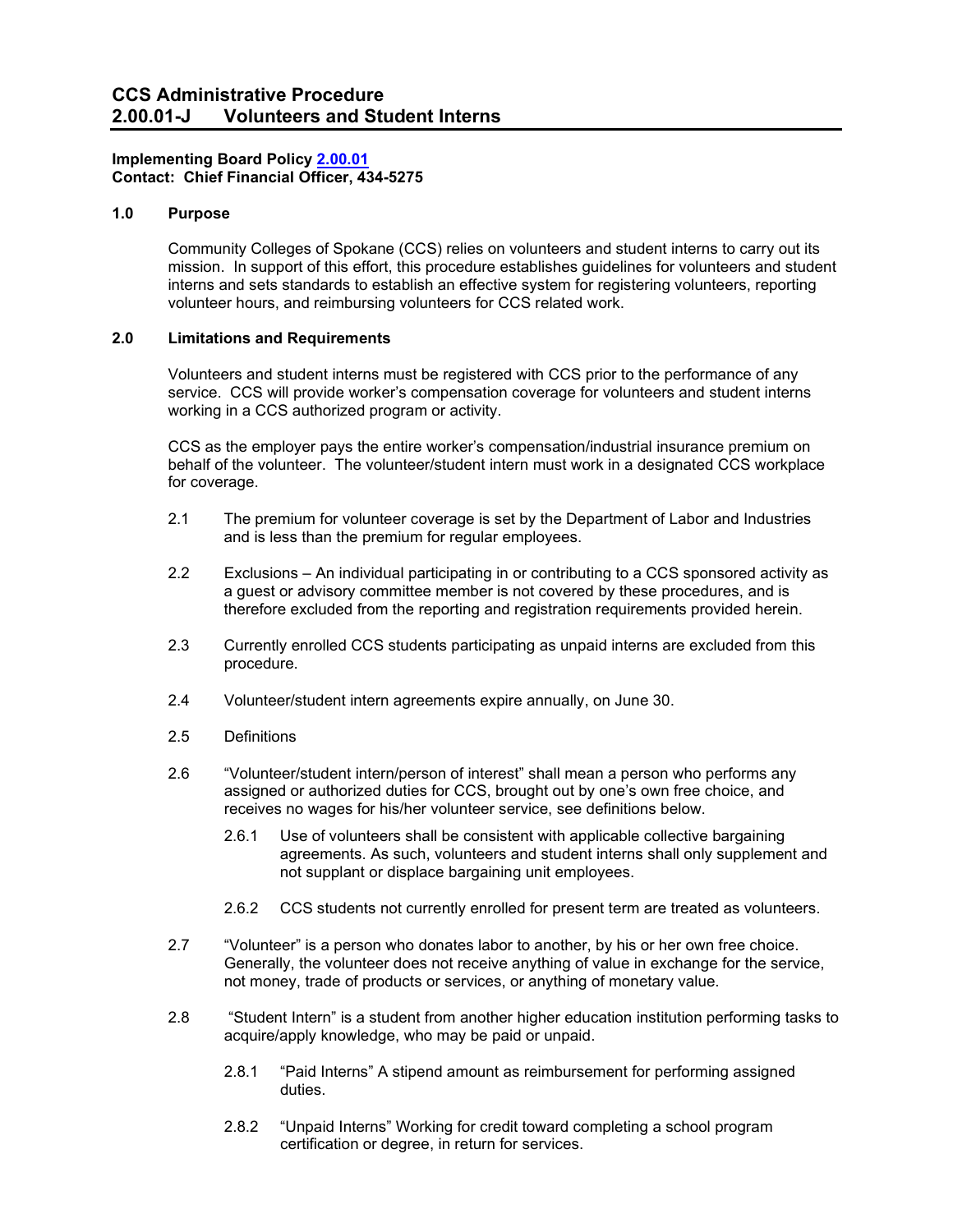# CCS Administrative Procedure
# 2.00.01-J Volunteers and Student Interns

**Implementing Board Policy [2.00.01]**
**Contact: Chief Financial Officer, 434-5275**

## 1.0 Purpose

Community Colleges of Spokane (CCS) relies on volunteers and student interns to carry out its mission. In support of this effort, this procedure establishes guidelines for volunteers and student interns and sets standards to establish an effective system for registering volunteers, reporting volunteer hours, and reimbursing volunteers for CCS related work.

## 2.0 Limitations and Requirements

Volunteers and student interns must be registered with CCS prior to the performance of any service. CCS will provide worker's compensation coverage for volunteers and student interns working in a CCS authorized program or activity.

CCS as the employer pays the entire worker's compensation/industrial insurance premium on behalf of the volunteer. The volunteer/student intern must work in a designated CCS workplace for coverage.

2.1 The premium for volunteer coverage is set by the Department of Labor and Industries and is less than the premium for regular employees.

2.2 Exclusions – An individual participating in or contributing to a CCS sponsored activity as a guest or advisory committee member is not covered by these procedures, and is therefore excluded from the reporting and registration requirements provided herein.

2.3 Currently enrolled CCS students participating as unpaid interns are excluded from this procedure.

2.4 Volunteer/student intern agreements expire annually, on June 30.

2.5 Definitions

2.6 "Volunteer/student intern/person of interest" shall mean a person who performs any assigned or authorized duties for CCS, brought out by one's own free choice, and receives no wages for his/her volunteer service, see definitions below.

- 2.6.1 Use of volunteers shall be consistent with applicable collective bargaining agreements. As such, volunteers and student interns shall only supplement and not supplant or displace bargaining unit employees.

- 2.6.2 CCS students not currently enrolled for present term are treated as volunteers.

2.7 "Volunteer" is a person who donates labor to another, by his or her own free choice. Generally, the volunteer does not receive anything of value in exchange for the service, not money, trade of products or services, or anything of monetary value.

2.8 "Student Intern" is a student from another higher education institution performing tasks to acquire/apply knowledge, who may be paid or unpaid.

- 2.8.1 "Paid Interns" A stipend amount as reimbursement for performing assigned duties.

- 2.8.2 "Unpaid Interns" Working for credit toward completing a school program certification or degree, in return for services.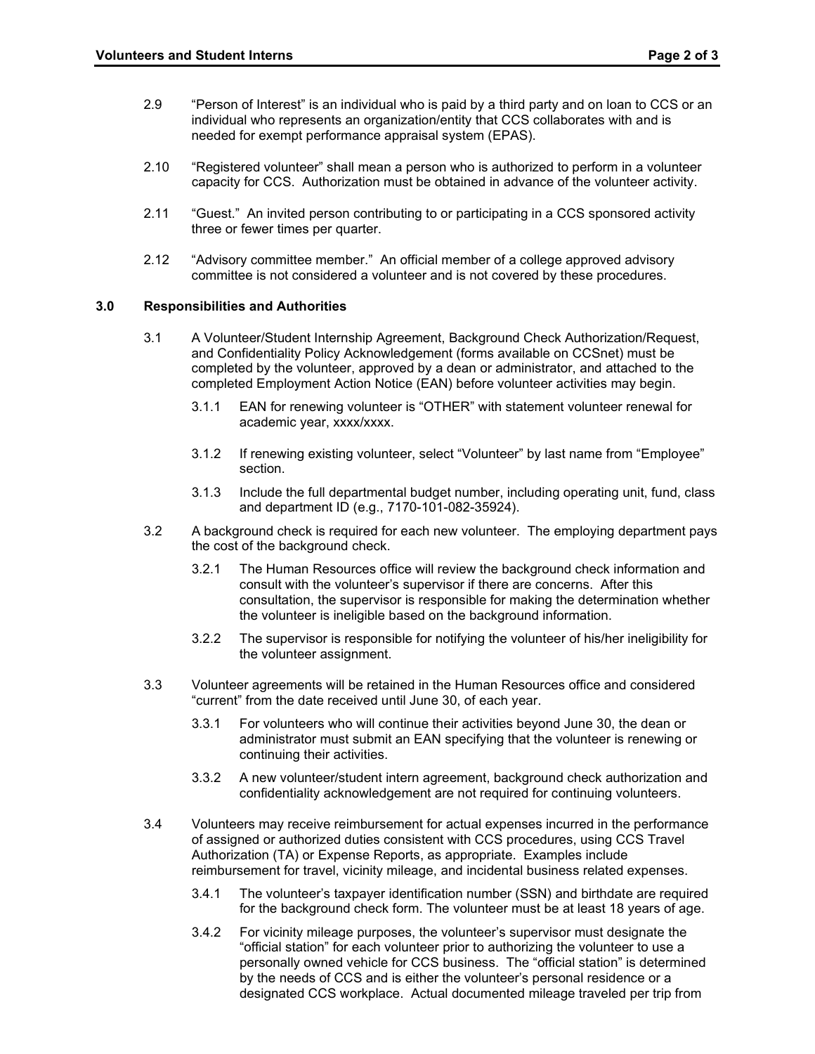2.9 “Person of Interest” is an individual who is paid by a third party and on loan to CCS or an individual who represents an organization/entity that CCS collaborates with and is needed for exempt performance appraisal system (EPAS).

2.10 “Registered volunteer” shall mean a person who is authorized to perform in a volunteer capacity for CCS. Authorization must be obtained in advance of the volunteer activity.

2.11 “Guest.” An invited person contributing to or participating in a CCS sponsored activity three or fewer times per quarter.

2.12 “Advisory committee member.” An official member of a college approved advisory committee is not considered a volunteer and is not covered by these procedures.

## 3.0 Responsibilities and Authorities

3.1 A Volunteer/Student Internship Agreement, Background Check Authorization/Request, and Confidentiality Policy Acknowledgement (forms available on CCSnet) must be completed by the volunteer, approved by a dean or administrator, and attached to the completed Employment Action Notice (EAN) before volunteer activities may begin.

3.1.1 EAN for renewing volunteer is “OTHER” with statement volunteer renewal for academic year, xxxx/xxxx.

3.1.2 If renewing existing volunteer, select “Volunteer” by last name from “Employee” section.

3.1.3 Include the full departmental budget number, including operating unit, fund, class and department ID (e.g., 7170-101-082-35924).

3.2 A background check is required for each new volunteer. The employing department pays the cost of the background check.

3.2.1 The Human Resources office will review the background check information and consult with the volunteer’s supervisor if there are concerns. After this consultation, the supervisor is responsible for making the determination whether the volunteer is ineligible based on the background information.

3.2.2 The supervisor is responsible for notifying the volunteer of his/her ineligibility for the volunteer assignment.

3.3 Volunteer agreements will be retained in the Human Resources office and considered “current” from the date received until June 30, of each year.

3.3.1 For volunteers who will continue their activities beyond June 30, the dean or administrator must submit an EAN specifying that the volunteer is renewing or continuing their activities.

3.3.2 A new volunteer/student intern agreement, background check authorization and confidentiality acknowledgement are not required for continuing volunteers.

3.4 Volunteers may receive reimbursement for actual expenses incurred in the performance of assigned or authorized duties consistent with CCS procedures, using CCS Travel Authorization (TA) or Expense Reports, as appropriate. Examples include reimbursement for travel, vicinity mileage, and incidental business related expenses.

3.4.1 The volunteer’s taxpayer identification number (SSN) and birthdate are required for the background check form. The volunteer must be at least 18 years of age.

3.4.2 For vicinity mileage purposes, the volunteer’s supervisor must designate the “official station” for each volunteer prior to authorizing the volunteer to use a personally owned vehicle for CCS business. The “official station” is determined by the needs of CCS and is either the volunteer’s personal residence or a designated CCS workplace. Actual documented mileage traveled per trip from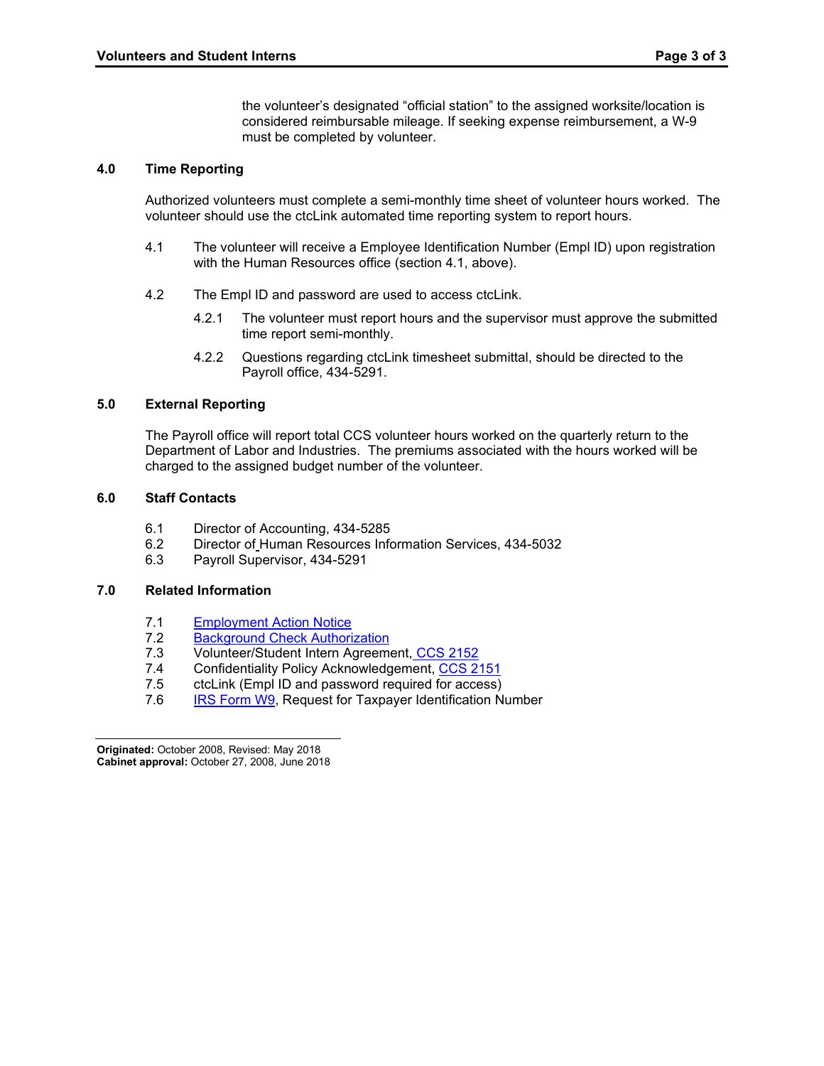the volunteer's designated "official station" to the assigned worksite/location is considered reimbursable mileage. If seeking expense reimbursement, a W-9 must be completed by volunteer.

## 4.0 Time Reporting

Authorized volunteers must complete a semi-monthly time sheet of volunteer hours worked. The volunteer should use the ctcLink automated time reporting system to report hours.

4.1 The volunteer will receive a Employee Identification Number (Empl ID) upon registration with the Human Resources office (section 4.1, above).

4.2 The Empl ID and password are used to access ctcLink.

4.2.1 The volunteer must report hours and the supervisor must approve the submitted time report semi-monthly.

4.2.2 Questions regarding ctcLink timesheet submittal, should be directed to the Payroll office, 434-5291.

## 5.0 External Reporting

The Payroll office will report total CCS volunteer hours worked on the quarterly return to the Department of Labor and Industries. The premiums associated with the hours worked will be charged to the assigned budget number of the volunteer.

## 6.0 Staff Contacts

6.1 Director of Accounting, 434-5285
6.2 Director of Human Resources Information Services, 434-5032
6.3 Payroll Supervisor, 434-5291

## 7.0 Related Information

7.1 Employment Action Notice
7.2 Background Check Authorization
7.3 Volunteer/Student Intern Agreement, CCS 2152
7.4 Confidentiality Policy Acknowledgement, CCS 2151
7.5 ctcLink (Empl ID and password required for access)
7.6 IRS Form W9, Request for Taxpayer Identification Number

---

**Originated:** October 2008, Revised: May 2018
**Cabinet approval:** October 27, 2008, June 2018